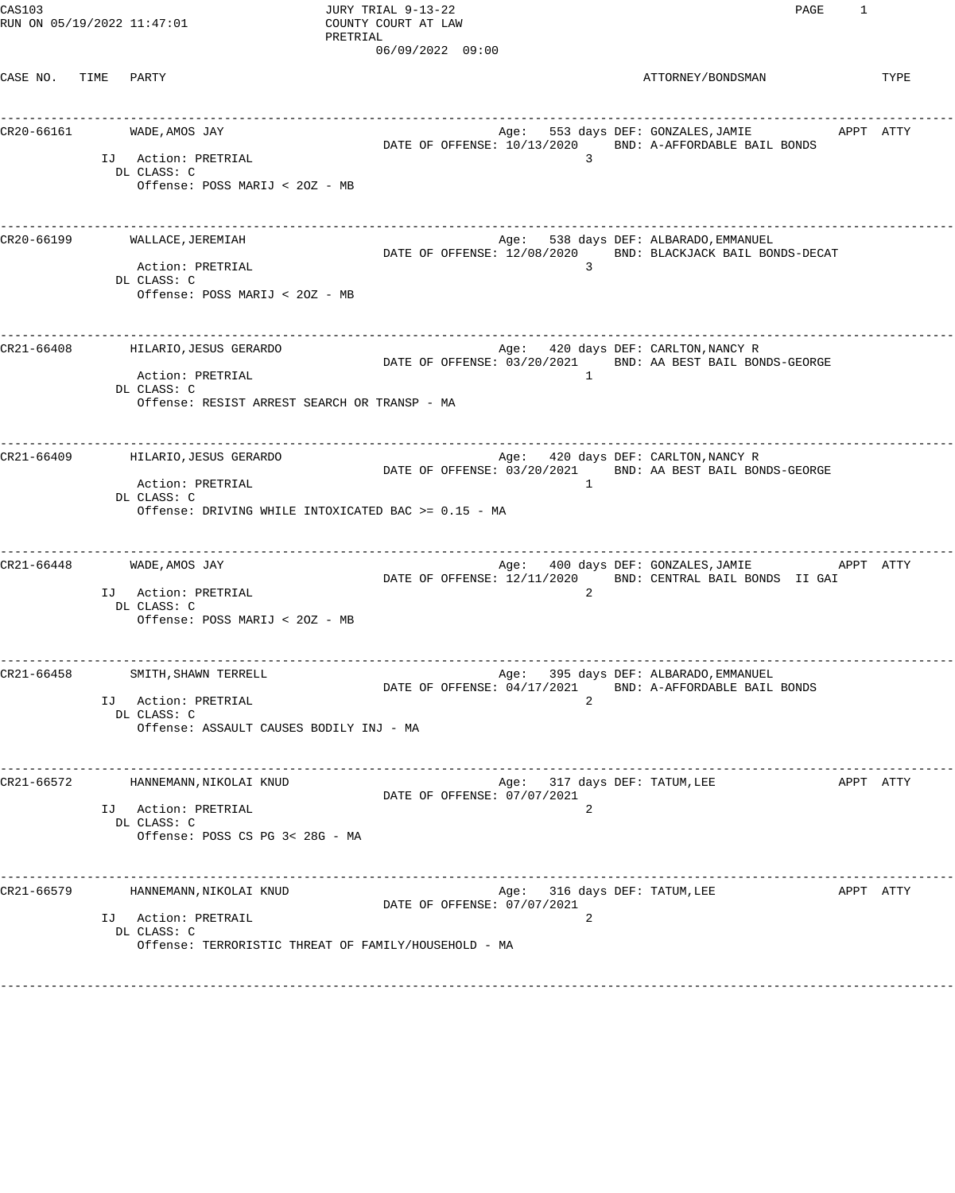CAS103
RUN ON 05/19/2022 11:47:01

JURY TRIAL 9-13-22
COUNTY COURT AT LAW
PRETRIAL
06/09/2022 09:00

| CASE NO. | TIME | PARTY | | ATTORNEY/BONDSMAN | TYPE |
|---|---|---|---|---|---|
| CR20-66161 | | WADE,AMOS JAY<br>IJ Action: PRETRIAL<br>DL CLASS: C<br>Offense: POSS MARIJ < 2OZ - MB | Age: 553 days<br>DATE OF OFFENSE: 10/13/2020<br>3 | DEF: GONZALES,JAMIE<br>BND: A-AFFORDABLE BAIL BONDS | APPT ATTY |
| CR20-66199 | | WALLACE,JEREMIAH<br>Action: PRETRIAL<br>DL CLASS: C<br>Offense: POSS MARIJ < 2OZ - MB | Age: 538 days<br>DATE OF OFFENSE: 12/08/2020<br>3 | DEF: ALBARADO,EMMANUEL<br>BND: BLACKJACK BAIL BONDS-DECAT | |
| CR21-66408 | | HILARIO,JESUS GERARDO<br>Action: PRETRIAL<br>DL CLASS: C<br>Offense: RESIST ARREST SEARCH OR TRANSP - MA | Age: 420 days<br>DATE OF OFFENSE: 03/20/2021<br>1 | DEF: CARLTON,NANCY R<br>BND: AA BEST BAIL BONDS-GEORGE | |
| CR21-66409 | | HILARIO,JESUS GERARDO<br>Action: PRETRIAL<br>DL CLASS: C<br>Offense: DRIVING WHILE INTOXICATED BAC >= 0.15 - MA | Age: 420 days<br>DATE OF OFFENSE: 03/20/2021<br>1 | DEF: CARLTON,NANCY R<br>BND: AA BEST BAIL BONDS-GEORGE | |
| CR21-66448 | | WADE,AMOS JAY<br>IJ Action: PRETRIAL<br>DL CLASS: C<br>Offense: POSS MARIJ < 2OZ - MB | Age: 400 days<br>DATE OF OFFENSE: 12/11/2020<br>2 | DEF: GONZALES,JAMIE<br>BND: CENTRAL BAIL BONDS II GAI | APPT ATTY |
| CR21-66458 | | SMITH,SHAWN TERRELL<br>IJ Action: PRETRIAL<br>DL CLASS: C<br>Offense: ASSAULT CAUSES BODILY INJ - MA | Age: 395 days<br>DATE OF OFFENSE: 04/17/2021<br>2 | DEF: ALBARADO,EMMANUEL<br>BND: A-AFFORDABLE BAIL BONDS | |
| CR21-66572 | | HANNEMANN,NIKOLAI KNUD<br>IJ Action: PRETRIAL<br>DL CLASS: C<br>Offense: POSS CS PG 3< 28G - MA | Age: 317 days<br>DATE OF OFFENSE: 07/07/2021<br>2 | DEF: TATUM,LEE | APPT ATTY |
| CR21-66579 | | HANNEMANN,NIKOLAI KNUD<br>IJ Action: PRETRAIL<br>DL CLASS: C<br>Offense: TERRORISTIC THREAT OF FAMILY/HOUSEHOLD - MA | Age: 316 days<br>DATE OF OFFENSE: 07/07/2021<br>2 | DEF: TATUM,LEE | APPT ATTY |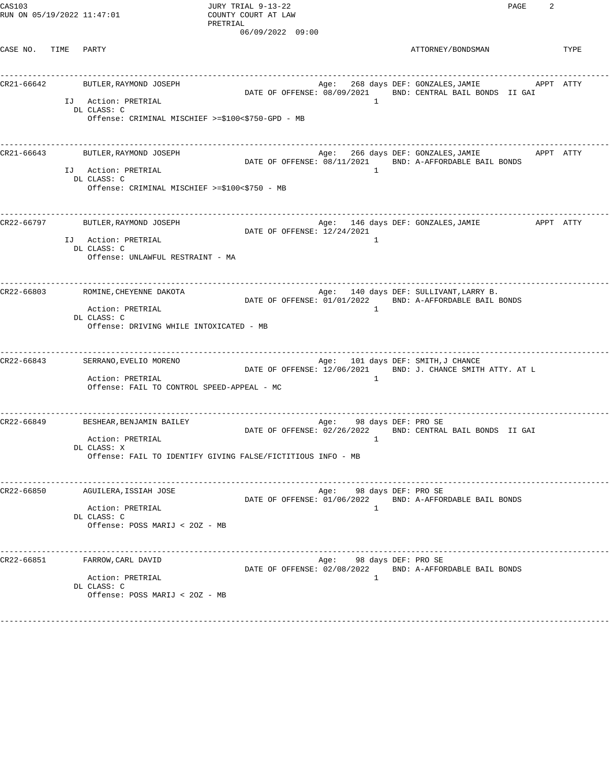CAS103 JURY TRIAL 9-13-22
RUN ON 05/19/2022 11:47:01 COUNTY COURT AT LAW
PRETRIAL
06/09/2022 09:00

| CASE NO. | TIME | PARTY | ATTORNEY/BONDSMAN | TYPE |
|---|---|---|---|---|

---

**CR21-66642** BUTLER,RAYMOND JOSEPH
Age: 268 days DEF: GONZALES,JAMIE APPT ATTY
DATE OF OFFENSE: 08/09/2021 BND: CENTRAL BAIL BONDS II GAI
IJ Action: PRETRIAL 1
DL CLASS: C
Offense: CRIMINAL MISCHIEF >=$100<$750-GPD - MB

---

**CR21-66643** BUTLER,RAYMOND JOSEPH
Age: 266 days DEF: GONZALES,JAMIE APPT ATTY
DATE OF OFFENSE: 08/11/2021 BND: A-AFFORDABLE BAIL BONDS
IJ Action: PRETRIAL 1
DL CLASS: C
Offense: CRIMINAL MISCHIEF >=$100<$750 - MB

---

**CR22-66797** BUTLER,RAYMOND JOSEPH
Age: 146 days DEF: GONZALES,JAMIE APPT ATTY
DATE OF OFFENSE: 12/24/2021
IJ Action: PRETRIAL 1
DL CLASS: C
Offense: UNLAWFUL RESTRAINT - MA

---

**CR22-66803** ROMINE,CHEYENNE DAKOTA
Age: 140 days DEF: SULLIVANT,LARRY B.
DATE OF OFFENSE: 01/01/2022 BND: A-AFFORDABLE BAIL BONDS
Action: PRETRIAL 1
DL CLASS: C
Offense: DRIVING WHILE INTOXICATED - MB

---

**CR22-66843** SERRANO,EVELIO MORENO
Age: 101 days DEF: SMITH,J CHANCE
DATE OF OFFENSE: 12/06/2021 BND: J. CHANCE SMITH ATTY. AT L
Action: PRETRIAL 1
Offense: FAIL TO CONTROL SPEED-APPEAL - MC

---

**CR22-66849** BESHEAR,BENJAMIN BAILEY
Age: 98 days DEF: PRO SE
DATE OF OFFENSE: 02/26/2022 BND: CENTRAL BAIL BONDS II GAI
Action: PRETRIAL 1
DL CLASS: X
Offense: FAIL TO IDENTIFY GIVING FALSE/FICTITIOUS INFO - MB

---

**CR22-66850** AGUILERA,ISSIAH JOSE
Age: 98 days DEF: PRO SE
DATE OF OFFENSE: 01/06/2022 BND: A-AFFORDABLE BAIL BONDS
Action: PRETRIAL 1
DL CLASS: C
Offense: POSS MARIJ < 2OZ - MB

---

**CR22-66851** FARROW,CARL DAVID
Age: 98 days DEF: PRO SE
DATE OF OFFENSE: 02/08/2022 BND: A-AFFORDABLE BAIL BONDS
Action: PRETRIAL 1
DL CLASS: C
Offense: POSS MARIJ < 2OZ - MB

---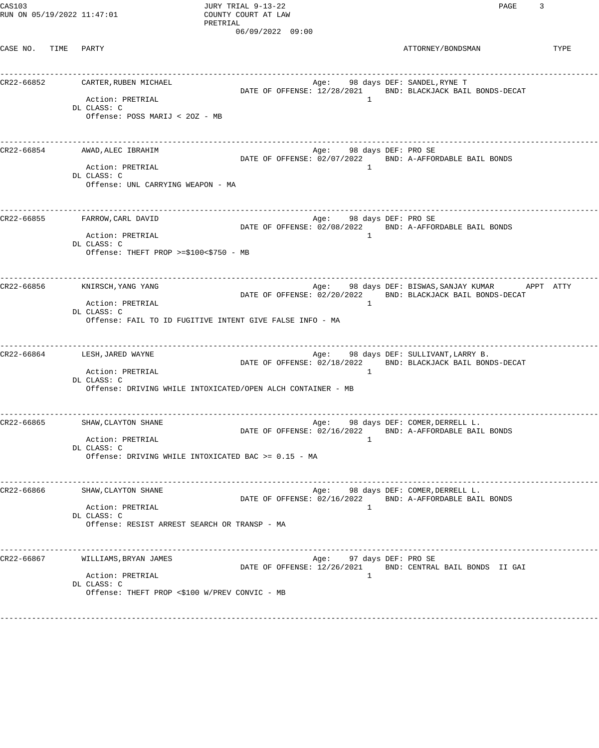CAS103
RUN ON 05/19/2022 11:47:01

JURY TRIAL 9-13-22
COUNTY COURT AT LAW
PRETRIAL
06/09/2022 09:00

| CASE NO. | TIME | PARTY | ATTORNEY/BONDSMAN | TYPE |
|---|---|---|---|---|

---

**CR22-66852** CARTER,RUBEN MICHAEL — Age: 98 days — DEF: SANDEL,RYNE T
DATE OF OFFENSE: 12/28/2021 — BND: BLACKJACK BAIL BONDS-DECAT
Action: PRETRIAL — 1
DL CLASS: C
Offense: POSS MARIJ < 2OZ - MB

---

**CR22-66854** AWAD,ALEC IBRAHIM — Age: 98 days — DEF: PRO SE
DATE OF OFFENSE: 02/07/2022 — BND: A-AFFORDABLE BAIL BONDS
Action: PRETRIAL — 1
DL CLASS: C
Offense: UNL CARRYING WEAPON - MA

---

**CR22-66855** FARROW,CARL DAVID — Age: 98 days — DEF: PRO SE
DATE OF OFFENSE: 02/08/2022 — BND: A-AFFORDABLE BAIL BONDS
Action: PRETRIAL — 1
DL CLASS: C
Offense: THEFT PROP >=$100<$750 - MB

---

**CR22-66856** KNIRSCH,YANG YANG — Age: 98 days — DEF: BISWAS,SANJAY KUMAR — APPT ATTY
DATE OF OFFENSE: 02/20/2022 — BND: BLACKJACK BAIL BONDS-DECAT
Action: PRETRIAL — 1
DL CLASS: C
Offense: FAIL TO ID FUGITIVE INTENT GIVE FALSE INFO - MA

---

**CR22-66864** LESH,JARED WAYNE — Age: 98 days — DEF: SULLIVANT,LARRY B.
DATE OF OFFENSE: 02/18/2022 — BND: BLACKJACK BAIL BONDS-DECAT
Action: PRETRIAL — 1
DL CLASS: C
Offense: DRIVING WHILE INTOXICATED/OPEN ALCH CONTAINER - MB

---

**CR22-66865** SHAW,CLAYTON SHANE — Age: 98 days — DEF: COMER,DERRELL L.
DATE OF OFFENSE: 02/16/2022 — BND: A-AFFORDABLE BAIL BONDS
Action: PRETRIAL — 1
DL CLASS: C
Offense: DRIVING WHILE INTOXICATED BAC >= 0.15 - MA

---

**CR22-66866** SHAW,CLAYTON SHANE — Age: 98 days — DEF: COMER,DERRELL L.
DATE OF OFFENSE: 02/16/2022 — BND: A-AFFORDABLE BAIL BONDS
Action: PRETRIAL — 1
DL CLASS: C
Offense: RESIST ARREST SEARCH OR TRANSP - MA

---

**CR22-66867** WILLIAMS,BRYAN JAMES — Age: 97 days — DEF: PRO SE
DATE OF OFFENSE: 12/26/2021 — BND: CENTRAL BAIL BONDS II GAI
Action: PRETRIAL — 1
DL CLASS: C
Offense: THEFT PROP <$100 W/PREV CONVIC - MB

---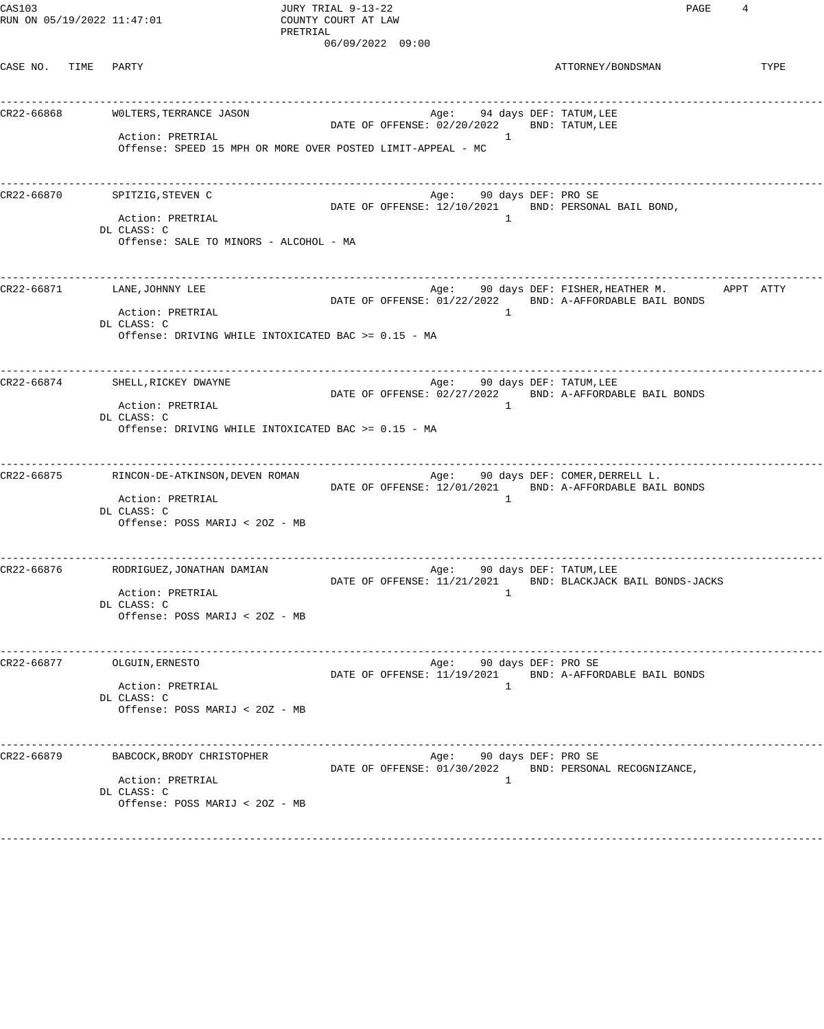CAS103 JURY TRIAL 9-13-22
RUN ON 05/19/2022 11:47:01 COUNTY COURT AT LAW
PRETRIAL
06/09/2022 09:00

| CASE NO. | TIME | PARTY | | ATTORNEY/BONDSMAN | TYPE |
|---|---|---|---|---|---|
| CR22-66868 | | W0LTERS,TERRANCE JASON | Age: 94 days | DEF: TATUM,LEE | |
| | | Action: PRETRIAL | DATE OF OFFENSE: 02/20/2022 1 | BND: TATUM,LEE | |
| | | Offense: SPEED 15 MPH OR MORE OVER POSTED LIMIT-APPEAL - MC | | | |
| CR22-66870 | | SPITZIG,STEVEN C | Age: 90 days | DEF: PRO SE | |
| | | Action: PRETRIAL | DATE OF OFFENSE: 12/10/2021 1 | BND: PERSONAL BAIL BOND, | |
| | | DL CLASS: C | | | |
| | | Offense: SALE TO MINORS - ALCOHOL - MA | | | |
| CR22-66871 | | LANE,JOHNNY LEE | Age: 90 days | DEF: FISHER,HEATHER M. | APPT ATTY |
| | | Action: PRETRIAL | DATE OF OFFENSE: 01/22/2022 1 | BND: A-AFFORDABLE BAIL BONDS | |
| | | DL CLASS: C | | | |
| | | Offense: DRIVING WHILE INTOXICATED BAC >= 0.15 - MA | | | |
| CR22-66874 | | SHELL,RICKEY DWAYNE | Age: 90 days | DEF: TATUM,LEE | |
| | | Action: PRETRIAL | DATE OF OFFENSE: 02/27/2022 1 | BND: A-AFFORDABLE BAIL BONDS | |
| | | DL CLASS: C | | | |
| | | Offense: DRIVING WHILE INTOXICATED BAC >= 0.15 - MA | | | |
| CR22-66875 | | RINCON-DE-ATKINSON,DEVEN ROMAN | Age: 90 days | DEF: COMER,DERRELL L. | |
| | | Action: PRETRIAL | DATE OF OFFENSE: 12/01/2021 1 | BND: A-AFFORDABLE BAIL BONDS | |
| | | DL CLASS: C | | | |
| | | Offense: POSS MARIJ < 2OZ - MB | | | |
| CR22-66876 | | RODRIGUEZ,JONATHAN DAMIAN | Age: 90 days | DEF: TATUM,LEE | |
| | | Action: PRETRIAL | DATE OF OFFENSE: 11/21/2021 1 | BND: BLACKJACK BAIL BONDS-JACKS | |
| | | DL CLASS: C | | | |
| | | Offense: POSS MARIJ < 2OZ - MB | | | |
| CR22-66877 | | OLGUIN,ERNESTO | Age: 90 days | DEF: PRO SE | |
| | | Action: PRETRIAL | DATE OF OFFENSE: 11/19/2021 1 | BND: A-AFFORDABLE BAIL BONDS | |
| | | DL CLASS: C | | | |
| | | Offense: POSS MARIJ < 2OZ - MB | | | |
| CR22-66879 | | BABCOCK,BRODY CHRISTOPHER | Age: 90 days | DEF: PRO SE | |
| | | Action: PRETRIAL | DATE OF OFFENSE: 01/30/2022 1 | BND: PERSONAL RECOGNIZANCE, | |
| | | DL CLASS: C | | | |
| | | Offense: POSS MARIJ < 2OZ - MB | | | |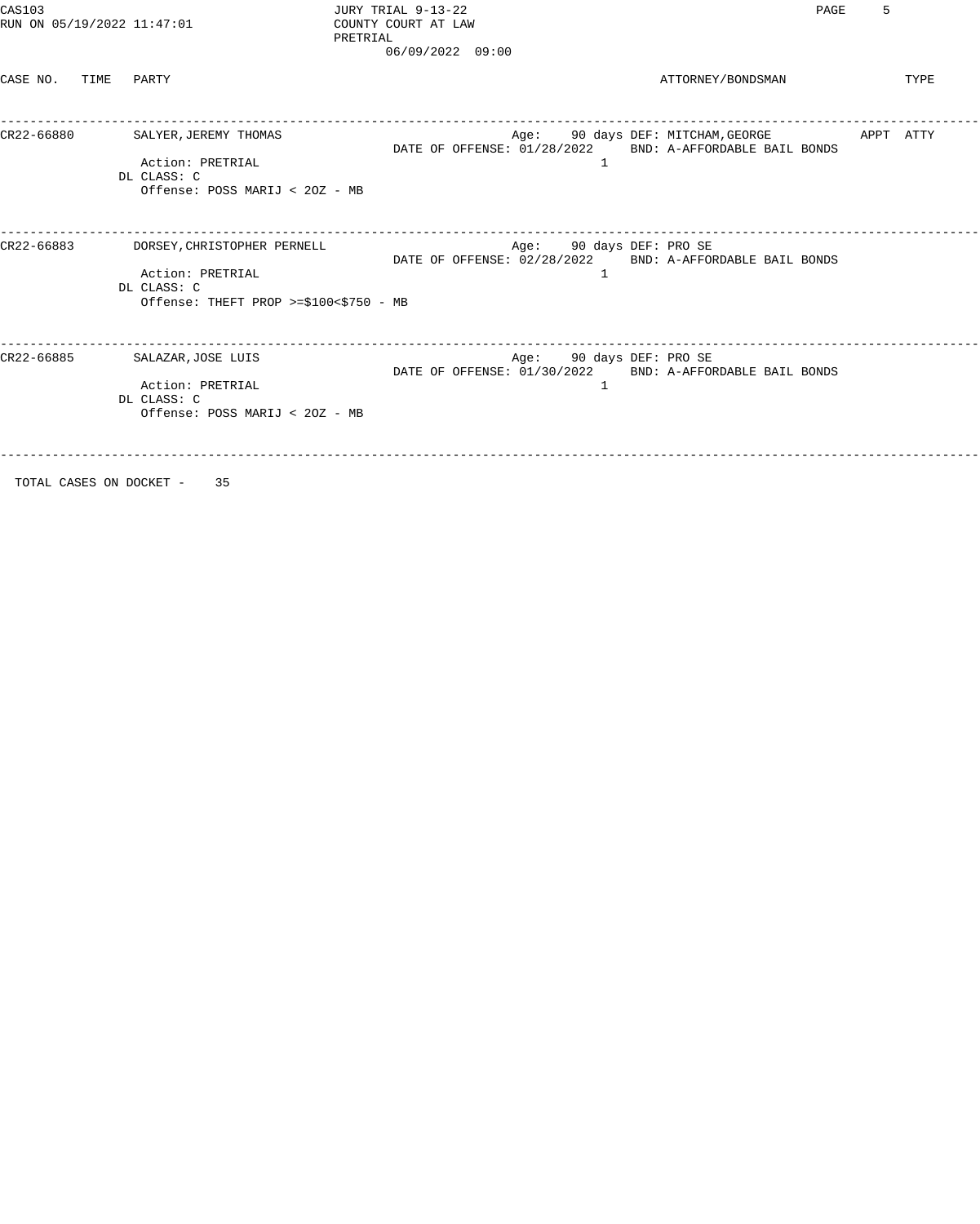CAS103 JURY TRIAL 9-13-22
RUN ON 05/19/2022 11:47:01 COUNTY COURT AT LAW
PRETRIAL
06/09/2022 09:00

| CASE NO. | TIME | PARTY | | ATTORNEY/BONDSMAN | TYPE |
|---|---|---|---|---|---|
| CR22-66880 | | SALYER, JEREMY THOMAS<br>Action: PRETRIAL<br>DL CLASS: C<br>Offense: POSS MARIJ < 2OZ - MB | Age: 90 days<br>DATE OF OFFENSE: 01/28/2022<br>1 | DEF: MITCHAM, GEORGE<br>BND: A-AFFORDABLE BAIL BONDS | APPT ATTY |
| CR22-66883 | | DORSEY, CHRISTOPHER PERNELL<br>Action: PRETRIAL<br>DL CLASS: C<br>Offense: THEFT PROP >=$100<$750 - MB | Age: 90 days<br>DATE OF OFFENSE: 02/28/2022<br>1 | DEF: PRO SE<br>BND: A-AFFORDABLE BAIL BONDS | |
| CR22-66885 | | SALAZAR, JOSE LUIS<br>Action: PRETRIAL<br>DL CLASS: C<br>Offense: POSS MARIJ < 2OZ - MB | Age: 90 days<br>DATE OF OFFENSE: 01/30/2022<br>1 | DEF: PRO SE<br>BND: A-AFFORDABLE BAIL BONDS | |

TOTAL CASES ON DOCKET - 35